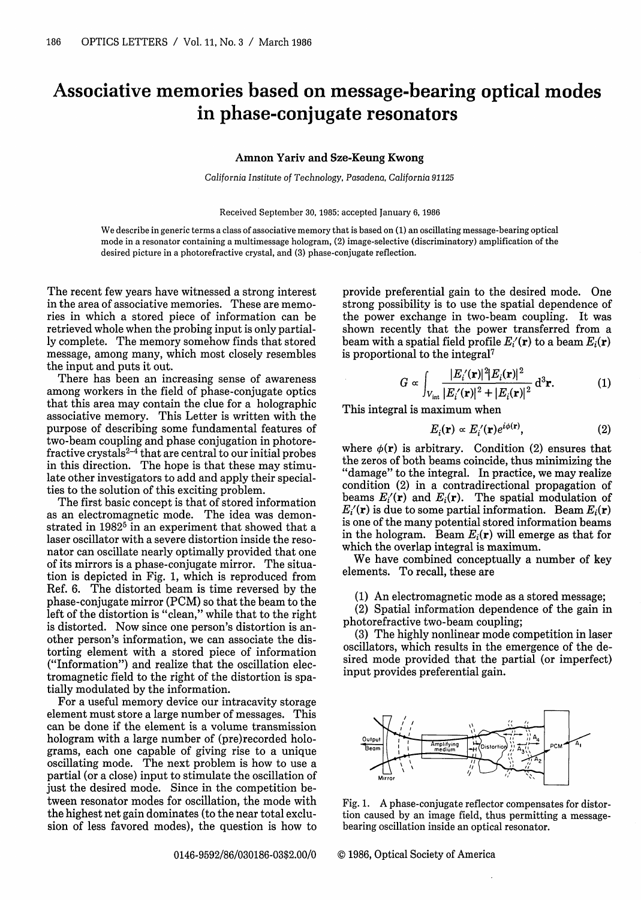# Associative memories based on message-bearing optical modes in phase-conjugate resonators

**Amnon Yariv and Sze-Keung Kwong**

*California Institute of Technology, Pasadena, California 91125*

Received September 30, 1985; accepted January 6, 1986

We describe in generic terms a class of associative memory that is based on (1) an oscillating message-bearing optical mode in a resonator containing a multimessage hologram, (2) image-selective (discriminatory) amplification of the desired picture in a photorefractive crystal, and (3) phase-conjugate reflection.

The recent few years have witnessed a strong interest in the area of associative memories. These are memories in which a stored piece of information can be retrieved whole when the probing input is only partially complete. The memory somehow finds that stored message, among many, which most closely resembles the input and puts it out.

There has been an increasing sense of awareness among workers in the field of phase-conjugate optics that this area may contain the clue for a holographic associative memory. This Letter is written with the purpose of describing some fundamental features of two-beam coupling and phase conjugation in photorefractive crystals[2–4] that are central to our initial probes in this direction. The hope is that these may stimulate other investigators to add and apply their specialties to the solution of this exciting problem.

The first basic concept is that of stored information as an electromagnetic mode. The idea was demonstrated in 1982[5] in an experiment that showed that a laser oscillator with a severe distortion inside the resonator can oscillate nearly optimally provided that one of its mirrors is a phase-conjugate mirror. The situation is depicted in Fig. 1, which is reproduced from Ref. 6. The distorted beam is time reversed by the phase-conjugate mirror (PCM) so that the beam to the left of the distortion is "clean," while that to the right is distorted. Now since one person's distortion is another person's information, we can associate the distorting element with a stored piece of information ("Information") and realize that the oscillation electromagnetic field to the right of the distortion is spatially modulated by the information.

For a useful memory device our intracavity storage element must store a large number of messages. This can be done if the element is a volume transmission hologram with a large number of (pre)recorded holograms, each one capable of giving rise to a unique oscillating mode. The next problem is how to use a partial (or a close) input to stimulate the oscillation of just the desired mode. Since in the competition between resonator modes for oscillation, the mode with the highest net gain dominates (to the near total exclusion of less favored modes), the question is how to provide preferential gain to the desired mode. One strong possibility is to use the spatial dependence of the power exchange in two-beam coupling. It was shown recently that the power transferred from a beam with a spatial field profile $E_i'(\mathbf{r})$ to a beam $E_i(\mathbf{r})$ is proportional to the integral[7]

$$G \propto \int_{V_{\text{int}}} \frac{|E_i'(\mathbf{r})|^2 |E_i(\mathbf{r})|^2}{|E_i'(\mathbf{r})|^2 + |E_i(\mathbf{r})|^2} \, \mathrm{d}^3\mathbf{r}. \tag{1}$$

This integral is maximum when

$$E_i(\mathbf{r}) \propto E_i'(\mathbf{r}) e^{i\phi(\mathbf{r})}, \tag{2}$$

where $\phi(\mathbf{r})$ is arbitrary. Condition (2) ensures that the zeros of both beams coincide, thus minimizing the "damage" to the integral. In practice, we may realize condition (2) in a contradirectional propagation of beams $E_i'(\mathbf{r})$ and $E_i(\mathbf{r})$. The spatial modulation of $E_i'(\mathbf{r})$ is due to some partial information. Beam $E_i(\mathbf{r})$ is one of the many potential stored information beams in the hologram. Beam $E_i(\mathbf{r})$ will emerge as that for which the overlap integral is maximum.

We have combined conceptually a number of key elements. To recall, these are

(1) An electromagnetic mode as a stored message;

(2) Spatial information dependence of the gain in photorefractive two-beam coupling;

(3) The highly nonlinear mode competition in laser oscillators, which results in the emergence of the desired mode provided that the partial (or imperfect) input provides preferential gain.

Fig. 1. A phase-conjugate reflector compensates for distortion caused by an image field, thus permitting a message-bearing oscillation inside an optical resonator.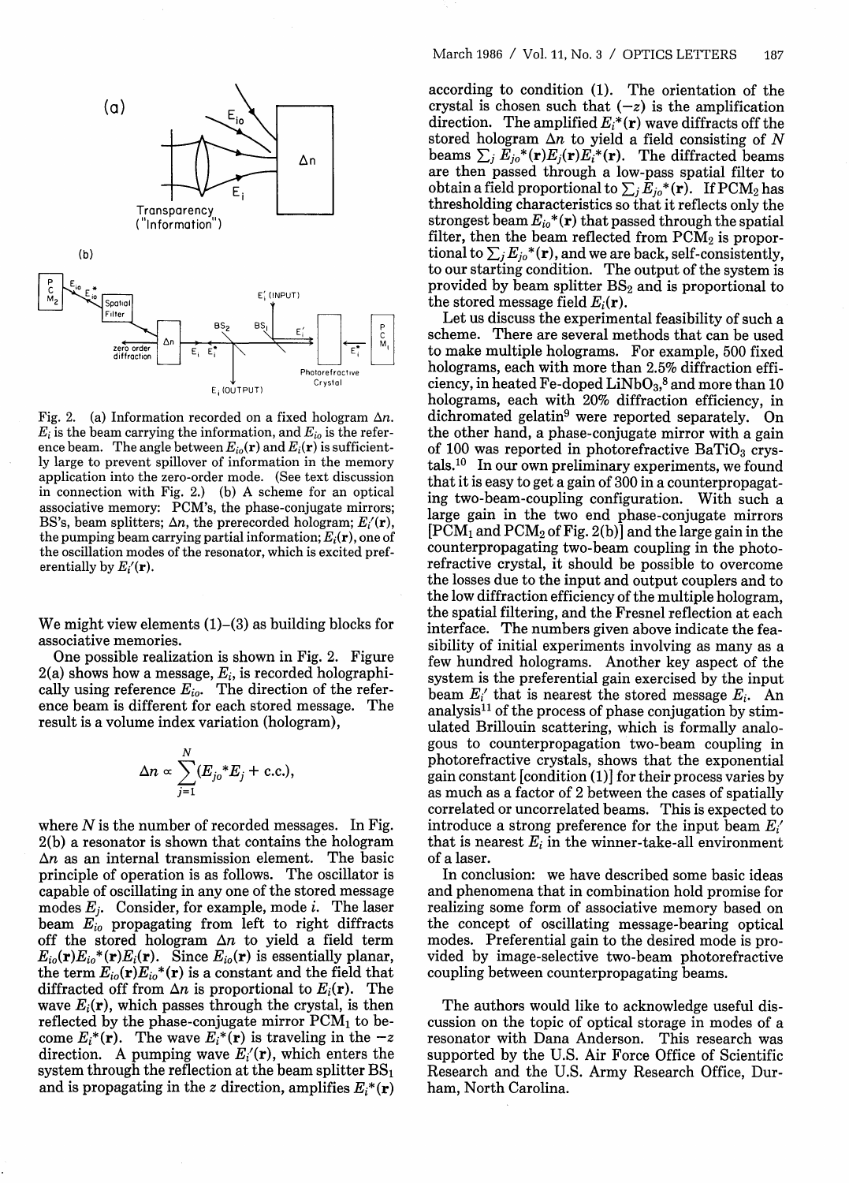(a)

Transparency ("Information")

(b)

Fig. 2. (a) Information recorded on a fixed hologram $\Delta n$. $E_i$ is the beam carrying the information, and $E_{io}$ is the reference beam. The angle between $E_{io}(\mathbf{r})$ and $E_i(\mathbf{r})$ is sufficiently large to prevent spillover of information in the memory application into the zero-order mode. (See text discussion in connection with Fig. 2.) (b) A scheme for an optical associative memory: PCM's, the phase-conjugate mirrors; BS's, beam splitters; $\Delta n$, the prerecorded hologram; $E_i'(\mathbf{r})$, the pumping beam carrying partial information; $E_i(\mathbf{r})$, one of the oscillation modes of the resonator, which is excited preferentially by $E_i'(\mathbf{r})$.

We might view elements (1)–(3) as building blocks for associative memories.

One possible realization is shown in Fig. 2. Figure 2(a) shows how a message, $E_i$, is recorded holographically using reference $E_{io}$. The direction of the reference beam is different for each stored message. The result is a volume index variation (hologram),

$$\Delta n \propto \sum_{j=1}^{N} (E_{jo}^* E_j + \text{c.c.}),$$

where $N$ is the number of recorded messages. In Fig. 2(b) a resonator is shown that contains the hologram $\Delta n$ as an internal transmission element. The basic principle of operation is as follows. The oscillator is capable of oscillating in any one of the stored message modes $E_j$. Consider, for example, mode $i$. The laser beam $E_{io}$ propagating from left to right diffracts off the stored hologram $\Delta n$ to yield a field term $E_{io}(\mathbf{r})E_{io}^*(\mathbf{r})E_i(\mathbf{r})$. Since $E_{io}(\mathbf{r})$ is essentially planar, the term $E_{io}(\mathbf{r})E_{io}^*(\mathbf{r})$ is a constant and the field that diffracted off from $\Delta n$ is proportional to $E_i(\mathbf{r})$. The wave $E_i(\mathbf{r})$, which passes through the crystal, is then reflected by the phase-conjugate mirror $PCM_1$ to become $E_i^*(\mathbf{r})$. The wave $E_i^*(\mathbf{r})$ is traveling in the $-z$ direction. A pumping wave $E_i'(\mathbf{r})$, which enters the system through the reflection at the beam splitter $BS_1$ and is propagating in the $z$ direction, amplifies $E_i^*(\mathbf{r})$ according to condition (1). The orientation of the crystal is chosen such that $(-z)$ is the amplification direction. The amplified $E_i^*(\mathbf{r})$ wave diffracts off the stored hologram $\Delta n$ to yield a field consisting of $N$ beams $\sum_j E_{jo}^*(\mathbf{r})E_j(\mathbf{r})E_i^*(\mathbf{r})$. The diffracted beams are then passed through a low-pass spatial filter to obtain a field proportional to $\sum_j E_{jo}^*(\mathbf{r})$. If $PCM_2$ has thresholding characteristics so that it reflects only the strongest beam $E_{io}^*(\mathbf{r})$ that passed through the spatial filter, then the beam reflected from $PCM_2$ is proportional to $\sum_j E_{jo}(\mathbf{r})$, and we are back, self-consistently, to our starting condition. The output of the system is provided by beam splitter $BS_2$ and is proportional to the stored message field $E_i(\mathbf{r})$.

Let us discuss the experimental feasibility of such a scheme. There are several methods that can be used to make multiple holograms. For example, 500 fixed holograms, each with more than 2.5% diffraction efficiency, in heated Fe-doped $LiNbO_3$,[8] and more than 10 holograms, each with 20% diffraction efficiency, in dichromated gelatin[9] were reported separately. On the other hand, a phase-conjugate mirror with a gain of 100 was reported in photorefractive $BaTiO_3$ crystals.[10] In our own preliminary experiments, we found that it is easy to get a gain of 300 in a counterpropagating two-beam-coupling configuration. With such a large gain in the two end phase-conjugate mirrors [$PCM_1$ and $PCM_2$ of Fig. 2(b)] and the large gain in the counterpropagating two-beam coupling in the photorefractive crystal, it should be possible to overcome the losses due to the input and output couplers and to the low diffraction efficiency of the multiple hologram, the spatial filtering, and the Fresnel reflection at each interface. The numbers given above indicate the feasibility of initial experiments involving as many as a few hundred holograms. Another key aspect of the system is the preferential gain exercised by the input beam $E_i'$ that is nearest the stored message $E_i$. An analysis[11] of the process of phase conjugation by stimulated Brillouin scattering, which is formally analogous to counterpropagation two-beam coupling in photorefractive crystals, shows that the exponential gain constant [condition (1)] for their process varies by as much as a factor of 2 between the cases of spatially correlated or uncorrelated beams. This is expected to introduce a strong preference for the input beam $E_i'$ that is nearest $E_i$ in the winner-take-all environment of a laser.

In conclusion: we have described some basic ideas and phenomena that in combination hold promise for realizing some form of associative memory based on the concept of oscillating message-bearing optical modes. Preferential gain to the desired mode is provided by image-selective two-beam photorefractive coupling between counterpropagating beams.

The authors would like to acknowledge useful discussion on the topic of optical storage in modes of a resonator with Dana Anderson. This research was supported by the U.S. Air Force Office of Scientific Research and the U.S. Army Research Office, Durham, North Carolina.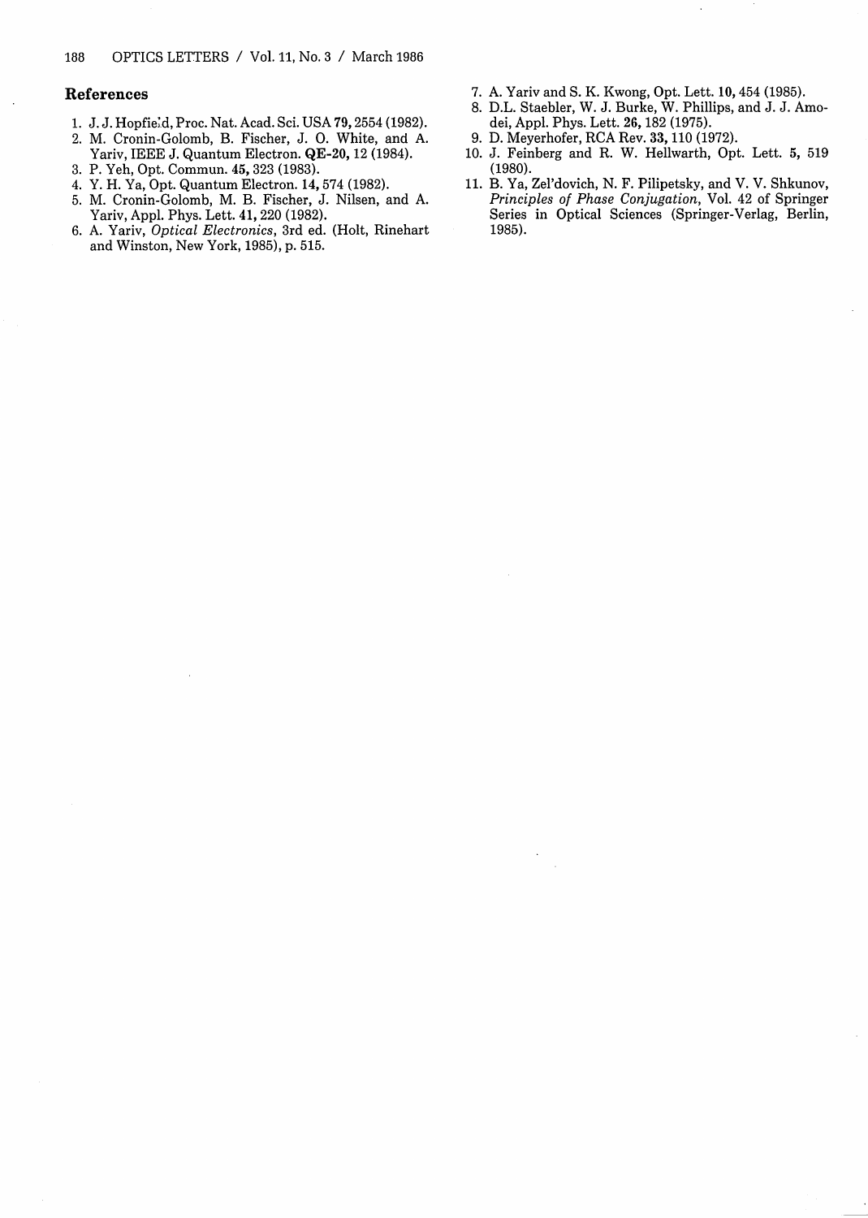## References

1. J. J. Hopfield, Proc. Nat. Acad. Sci. USA **79**, 2554 (1982).
2. M. Cronin-Golomb, B. Fischer, J. O. White, and A. Yariv, IEEE J. Quantum Electron. **QE-20**, 12 (1984).
3. P. Yeh, Opt. Commun. **45**, 323 (1983).
4. Y. H. Ya, Opt. Quantum Electron. **14**, 574 (1982).
5. M. Cronin-Golomb, M. B. Fischer, J. Nilsen, and A. Yariv, Appl. Phys. Lett. **41**, 220 (1982).
6. A. Yariv, *Optical Electronics*, 3rd ed. (Holt, Rinehart and Winston, New York, 1985), p. 515.
7. A. Yariv and S. K. Kwong, Opt. Lett. **10**, 454 (1985).
8. D.L. Staebler, W. J. Burke, W. Phillips, and J. J. Amodei, Appl. Phys. Lett. **26**, 182 (1975).
9. D. Meyerhofer, RCA Rev. **33**, 110 (1972).
10. J. Feinberg and R. W. Hellwarth, Opt. Lett. **5**, 519 (1980).
11. B. Ya, Zel'dovich, N. F. Pilipetsky, and V. V. Shkunov, *Principles of Phase Conjugation*, Vol. 42 of Springer Series in Optical Sciences (Springer-Verlag, Berlin, 1985).